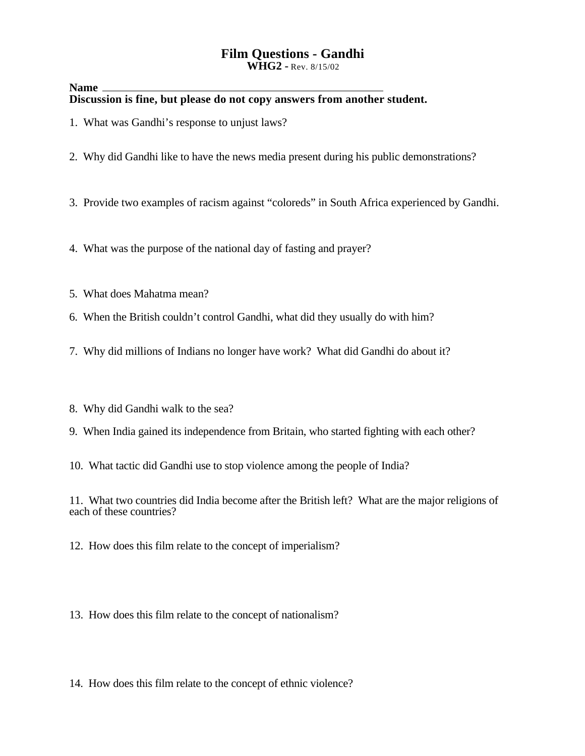# Film Questions - Gandhi

**WHG2 -** Rev. 8/15/02

**Name** ______________________________________________

**Discussion is fine, but please do not copy answers from another student.**

1. What was Gandhi's response to unjust laws?

2. Why did Gandhi like to have the news media present during his public demonstrations?

3. Provide two examples of racism against "coloreds" in South Africa experienced by Gandhi.

4. What was the purpose of the national day of fasting and prayer?

5. What does Mahatma mean?

6. When the British couldn't control Gandhi, what did they usually do with him?

7. Why did millions of Indians no longer have work? What did Gandhi do about it?

8. Why did Gandhi walk to the sea?

9. When India gained its independence from Britain, who started fighting with each other?

10. What tactic did Gandhi use to stop violence among the people of India?

11. What two countries did India become after the British left? What are the major religions of each of these countries?

12. How does this film relate to the concept of imperialism?

13. How does this film relate to the concept of nationalism?

14. How does this film relate to the concept of ethnic violence?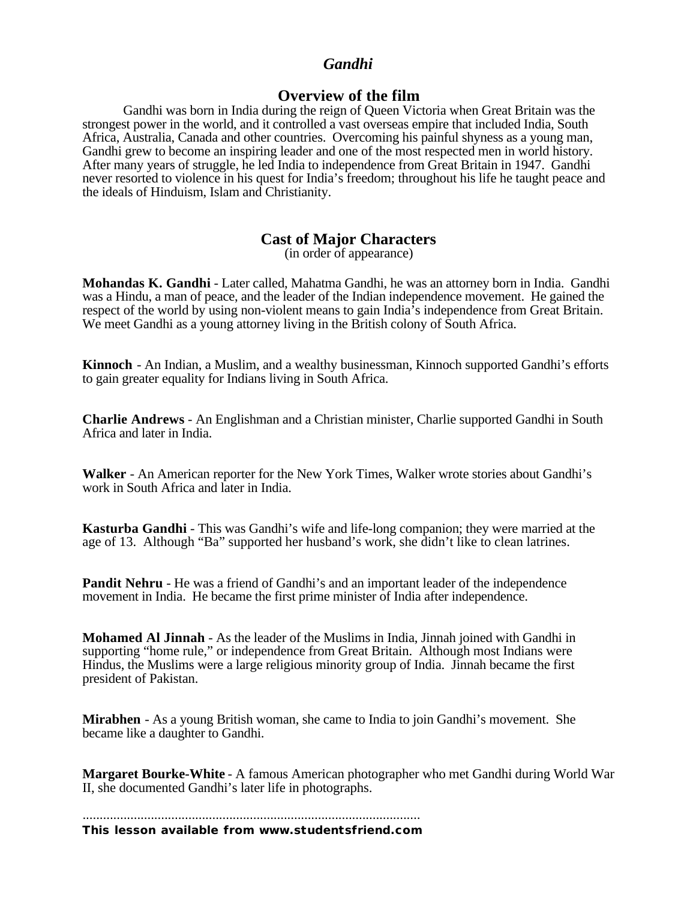# *Gandhi*

## Overview of the film

Gandhi was born in India during the reign of Queen Victoria when Great Britain was the strongest power in the world, and it controlled a vast overseas empire that included India, South Africa, Australia, Canada and other countries. Overcoming his painful shyness as a young man, Gandhi grew to become an inspiring leader and one of the most respected men in world history. After many years of struggle, he led India to independence from Great Britain in 1947. Gandhi never resorted to violence in his quest for India's freedom; throughout his life he taught peace and the ideals of Hinduism, Islam and Christianity.

## Cast of Major Characters

(in order of appearance)

**Mohandas K. Gandhi** - Later called, Mahatma Gandhi, he was an attorney born in India. Gandhi was a Hindu, a man of peace, and the leader of the Indian independence movement. He gained the respect of the world by using non-violent means to gain India's independence from Great Britain. We meet Gandhi as a young attorney living in the British colony of South Africa.

**Kinnoch** - An Indian, a Muslim, and a wealthy businessman, Kinnoch supported Gandhi's efforts to gain greater equality for Indians living in South Africa.

**Charlie Andrews** - An Englishman and a Christian minister, Charlie supported Gandhi in South Africa and later in India.

**Walker** - An American reporter for the New York Times, Walker wrote stories about Gandhi's work in South Africa and later in India.

**Kasturba Gandhi** - This was Gandhi's wife and life-long companion; they were married at the age of 13. Although "Ba" supported her husband's work, she didn't like to clean latrines.

**Pandit Nehru** - He was a friend of Gandhi's and an important leader of the independence movement in India. He became the first prime minister of India after independence.

**Mohamed Al Jinnah** - As the leader of the Muslims in India, Jinnah joined with Gandhi in supporting "home rule," or independence from Great Britain. Although most Indians were Hindus, the Muslims were a large religious minority group of India. Jinnah became the first president of Pakistan.

**Mirabhen** - As a young British woman, she came to India to join Gandhi's movement. She became like a daughter to Gandhi.

**Margaret Bourke-White** - A famous American photographer who met Gandhi during World War II, she documented Gandhi's later life in photographs.

---

**This lesson available from www.studentsfriend.com**